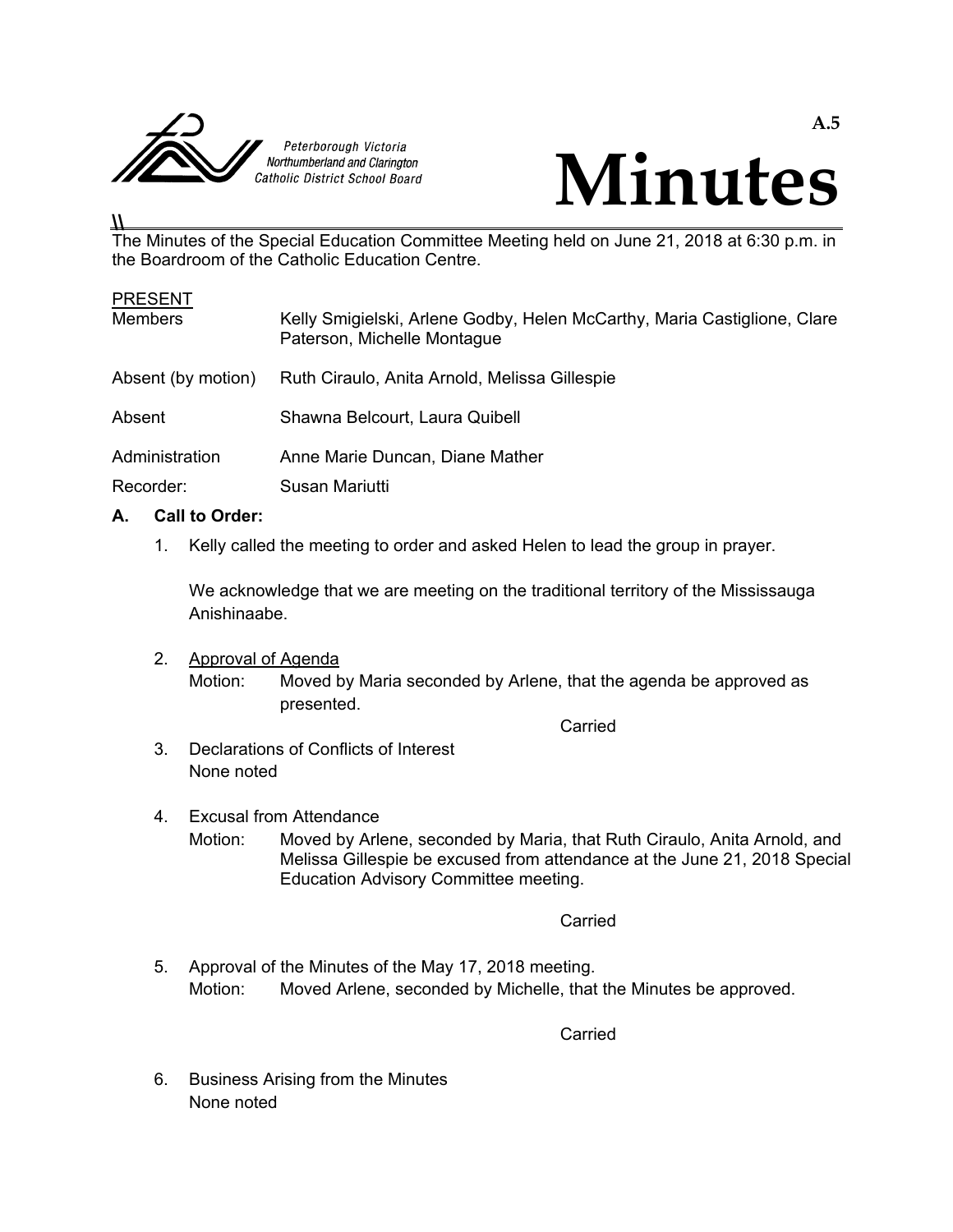Peterborough Victoria Northumberland and Clarington Catholic District School Board

A.5

# Minutes

The Minutes of the Special Education Committee Meeting held on June 21, 2018 at 6:30 p.m. in the Boardroom of the Catholic Education Centre.

PRESENT

| | |
|---|---|
| Members | Kelly Smigielski, Arlene Godby, Helen McCarthy, Maria Castiglione, Clare Paterson, Michelle Montague |
| Absent (by motion) | Ruth Ciraulo, Anita Arnold, Melissa Gillespie |
| Absent | Shawna Belcourt, Laura Quibell |
| Administration | Anne Marie Duncan, Diane Mather |
| Recorder: | Susan Mariutti |

## A. Call to Order:

1. Kelly called the meeting to order and asked Helen to lead the group in prayer.

   We acknowledge that we are meeting on the traditional territory of the Mississauga Anishinaabe.

2. Approval of Agenda

   Motion: Moved by Maria seconded by Arlene, that the agenda be approved as presented.

   Carried

3. Declarations of Conflicts of Interest

   None noted

4. Excusal from Attendance

   Motion: Moved by Arlene, seconded by Maria, that Ruth Ciraulo, Anita Arnold, and Melissa Gillespie be excused from attendance at the June 21, 2018 Special Education Advisory Committee meeting.

   Carried

5. Approval of the Minutes of the May 17, 2018 meeting.

   Motion: Moved Arlene, seconded by Michelle, that the Minutes be approved.

   Carried

6. Business Arising from the Minutes

   None noted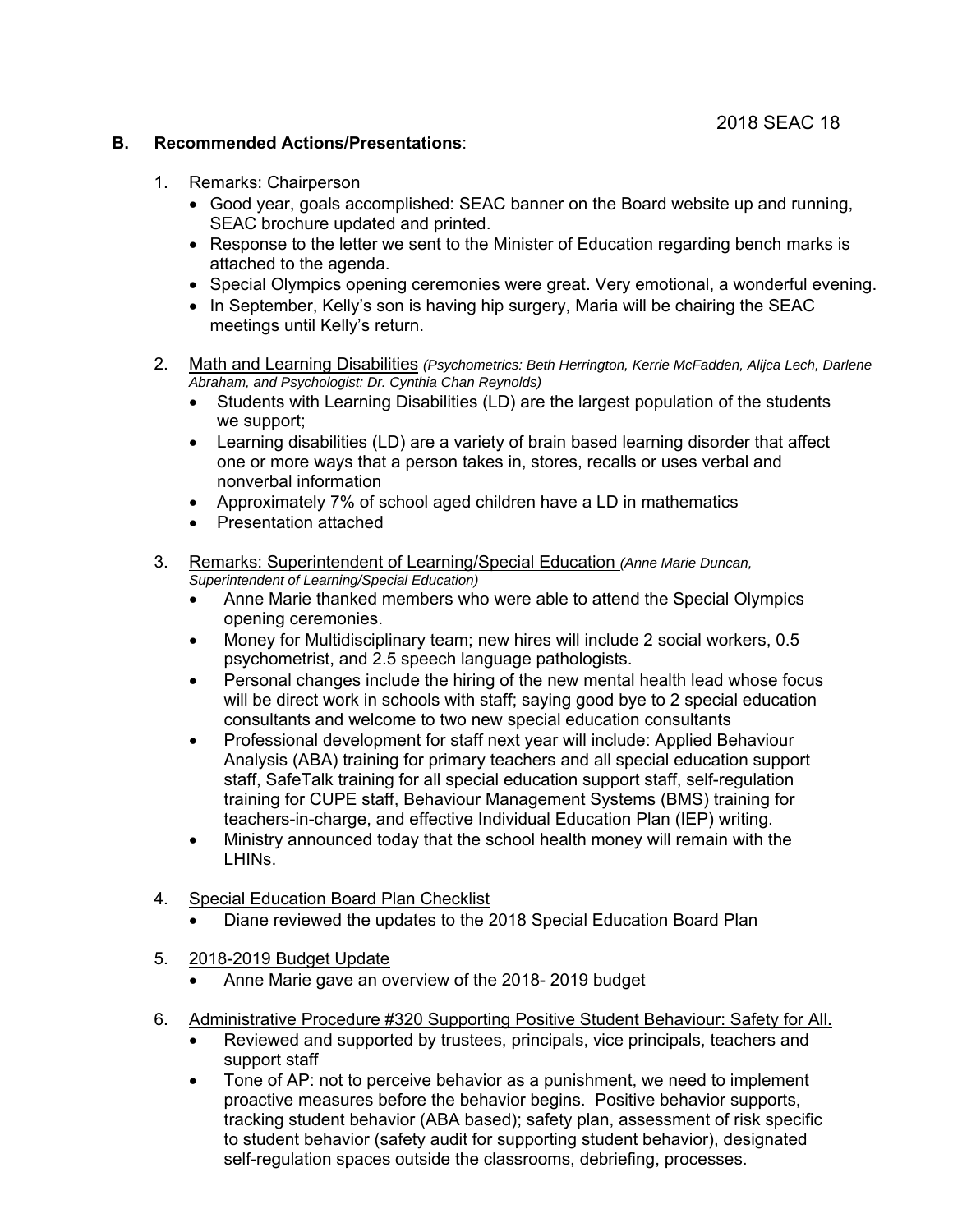## B. Recommended Actions/Presentations:

1. Remarks: Chairperson
   - Good year, goals accomplished: SEAC banner on the Board website up and running, SEAC brochure updated and printed.
   - Response to the letter we sent to the Minister of Education regarding bench marks is attached to the agenda.
   - Special Olympics opening ceremonies were great. Very emotional, a wonderful evening.
   - In September, Kelly's son is having hip surgery, Maria will be chairing the SEAC meetings until Kelly's return.

2. Math and Learning Disabilities *(Psychometrics: Beth Herrington, Kerrie McFadden, Alijca Lech, Darlene Abraham, and Psychologist: Dr. Cynthia Chan Reynolds)*
   - Students with Learning Disabilities (LD) are the largest population of the students we support;
   - Learning disabilities (LD) are a variety of brain based learning disorder that affect one or more ways that a person takes in, stores, recalls or uses verbal and nonverbal information
   - Approximately 7% of school aged children have a LD in mathematics
   - Presentation attached

3. Remarks: Superintendent of Learning/Special Education *(Anne Marie Duncan, Superintendent of Learning/Special Education)*
   - Anne Marie thanked members who were able to attend the Special Olympics opening ceremonies.
   - Money for Multidisciplinary team; new hires will include 2 social workers, 0.5 psychometrist, and 2.5 speech language pathologists.
   - Personal changes include the hiring of the new mental health lead whose focus will be direct work in schools with staff; saying good bye to 2 special education consultants and welcome to two new special education consultants
   - Professional development for staff next year will include: Applied Behaviour Analysis (ABA) training for primary teachers and all special education support staff, SafeTalk training for all special education support staff, self-regulation training for CUPE staff, Behaviour Management Systems (BMS) training for teachers-in-charge, and effective Individual Education Plan (IEP) writing.
   - Ministry announced today that the school health money will remain with the LHINs.

4. Special Education Board Plan Checklist
   - Diane reviewed the updates to the 2018 Special Education Board Plan

5. 2018-2019 Budget Update
   - Anne Marie gave an overview of the 2018- 2019 budget

6. Administrative Procedure #320 Supporting Positive Student Behaviour: Safety for All.
   - Reviewed and supported by trustees, principals, vice principals, teachers and support staff
   - Tone of AP: not to perceive behavior as a punishment, we need to implement proactive measures before the behavior begins. Positive behavior supports, tracking student behavior (ABA based); safety plan, assessment of risk specific to student behavior (safety audit for supporting student behavior), designated self-regulation spaces outside the classrooms, debriefing, processes.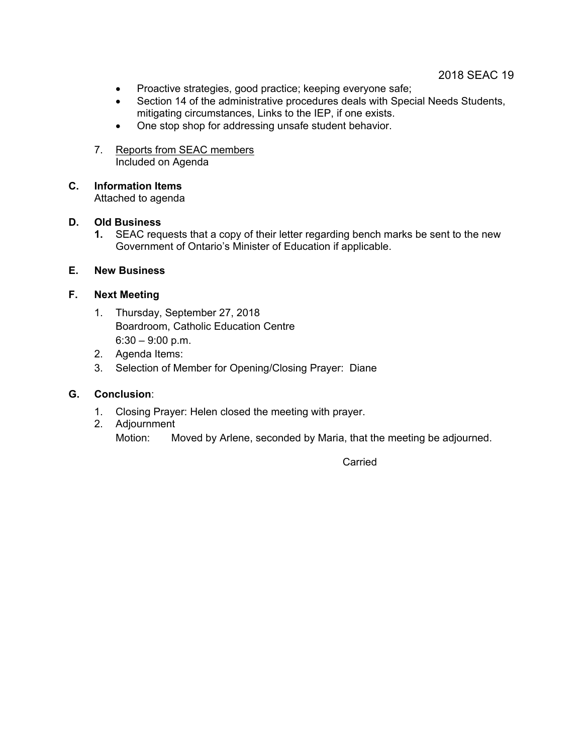- Proactive strategies, good practice; keeping everyone safe;
- Section 14 of the administrative procedures deals with Special Needs Students, mitigating circumstances, Links to the IEP, if one exists.
- One stop shop for addressing unsafe student behavior.

7. Reports from SEAC members
   Included on Agenda

**C. Information Items**
Attached to agenda

**D. Old Business**

**1.** SEAC requests that a copy of their letter regarding bench marks be sent to the new Government of Ontario's Minister of Education if applicable.

**E. New Business**

**F. Next Meeting**

1. Thursday, September 27, 2018
   Boardroom, Catholic Education Centre
   6:30 – 9:00 p.m.
2. Agenda Items:
3. Selection of Member for Opening/Closing Prayer: Diane

**G. Conclusion**:

1. Closing Prayer: Helen closed the meeting with prayer.
2. Adjournment
   Motion: Moved by Arlene, seconded by Maria, that the meeting be adjourned.

Carried